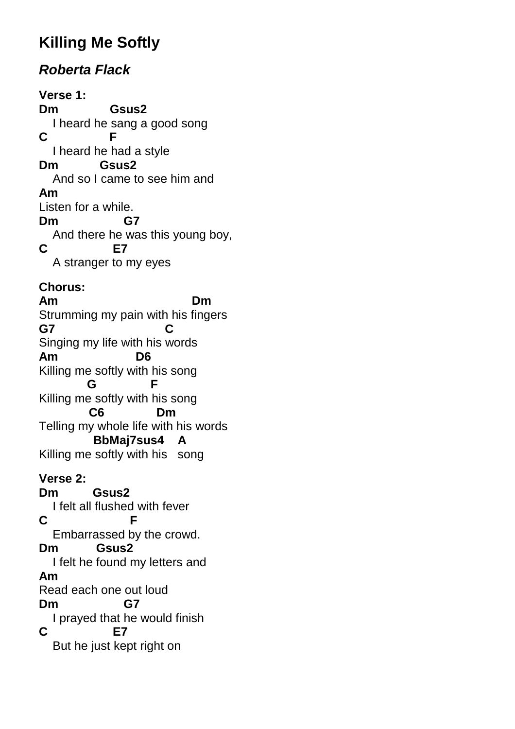# Killing Me Softly

## *Roberta Flack*

**Verse 1:**

```
Dm            Gsus2
   I heard he sang a good song
C              F
   I heard he had a style
Dm          Gsus2
   And so I came to see him and
Am
Listen for a while.
Dm               G7
   And there he was this young boy,
C                E7
   A stranger to my eyes
```

**Chorus:**

```
Am                              Dm
Strumming my pain with his fingers
G7                          C
Singing my life with his words
Am                   D6
Killing me softly with his song
           G             F
Killing me softly with his song
           C6              Dm
Telling my whole life with his words
            BbMaj7sus4    A
Killing me softly with his   song
```

**Verse 2:**

```
Dm         Gsus2
   I felt all flushed with fever
C                   F
   Embarrassed by the crowd.
Dm          Gsus2
   I felt he found my letters and
Am
Read each one out loud
Dm               G7
   I prayed that he would finish
C                E7
   But he just kept right on
```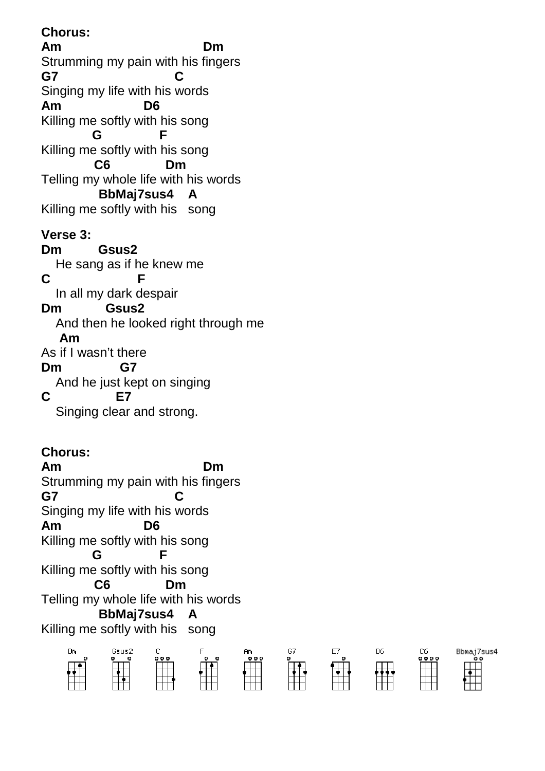**Chorus:**

```
Am                              Dm
Strumming my pain with his fingers
G7                        C
Singing my life with his words
Am                  D6
Killing me softly with his song
          G              F
Killing me softly with his song
          C6              Dm
Telling my whole life with his words
           BbMaj7sus4    A
Killing me softly with his   song
```

**Verse 3:**

```
Dm         Gsus2
   He sang as if he knew me
C                   F
   In all my dark despair
Dm           Gsus2
   And then he looked right through me
    Am
As if I wasn't there
Dm              G7
   And he just kept on singing
C               E7
   Singing clear and strong.
```

**Chorus:**

```
Am                              Dm
Strumming my pain with his fingers
G7                        C
Singing my life with his words
Am                  D6
Killing me softly with his song
          G              F
Killing me softly with his song
          C6              Dm
Telling my whole life with his words
           BbMaj7sus4    A
Killing me softly with his   song
```

Dm Gsus2 C F Am G7 E7 D6 C6 Bbmaj7sus4